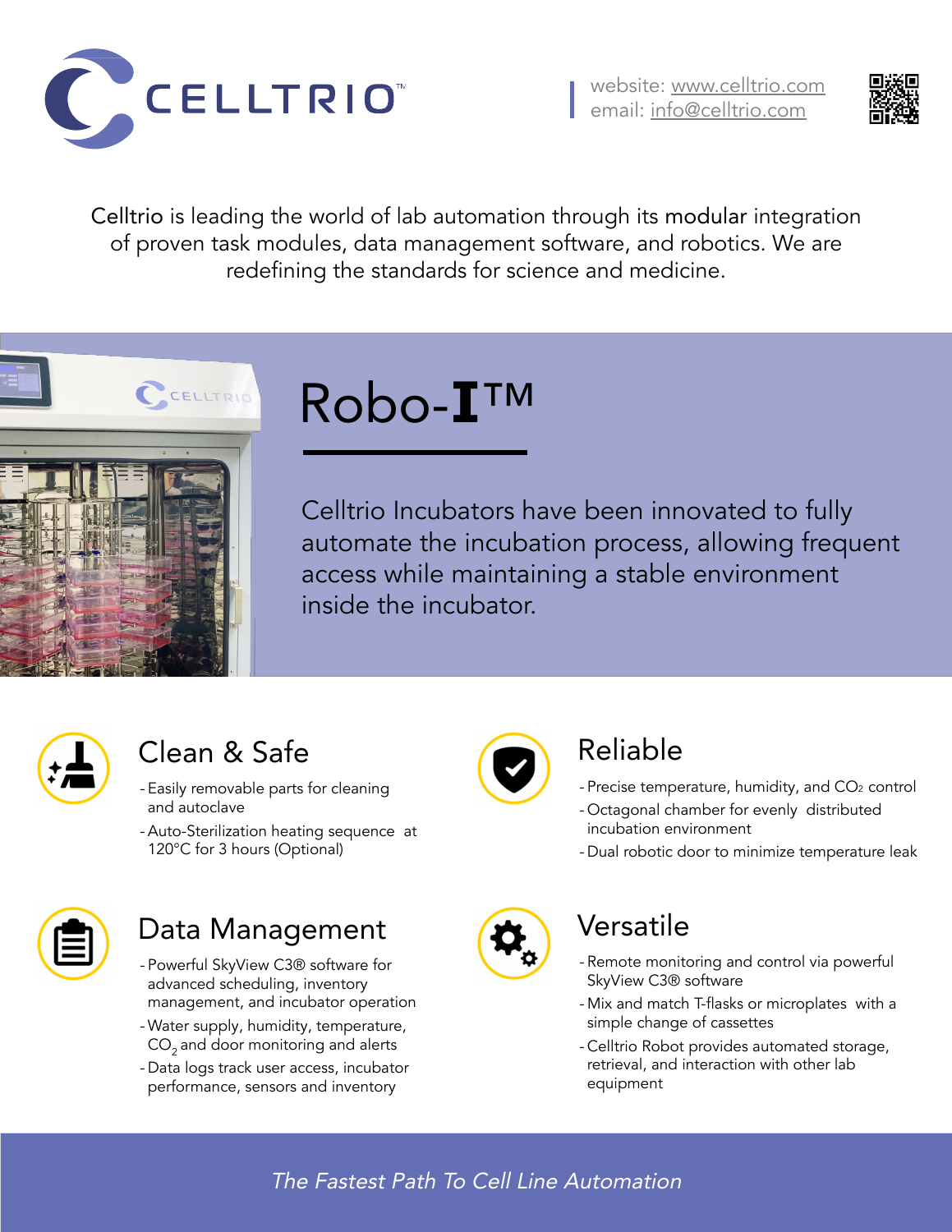# CELLTRIO™

website: www.celltrio.com
email: info@celltrio.com

Celltrio is leading the world of lab automation through its modular integration of proven task modules, data management software, and robotics. We are redefining the standards for science and medicine.

## Robo-I™

Celltrio Incubators have been innovated to fully automate the incubation process, allowing frequent access while maintaining a stable environment inside the incubator.

### Clean & Safe

- Easily removable parts for cleaning and autoclave
- Auto-Sterilization heating sequence at 120°C for 3 hours (Optional)

### Reliable

- Precise temperature, humidity, and $CO_2$ control
- Octagonal chamber for evenly distributed incubation environment
- Dual robotic door to minimize temperature leak

### Data Management

- Powerful SkyView C3® software for advanced scheduling, inventory management, and incubator operation
- Water supply, humidity, temperature, $CO_2$ and door monitoring and alerts
- Data logs track user access, incubator performance, sensors and inventory

### Versatile

- Remote monitoring and control via powerful SkyView C3® software
- Mix and match T-flasks or microplates with a simple change of cassettes
- Celltrio Robot provides automated storage, retrieval, and interaction with other lab equipment

*The Fastest Path To Cell Line Automation*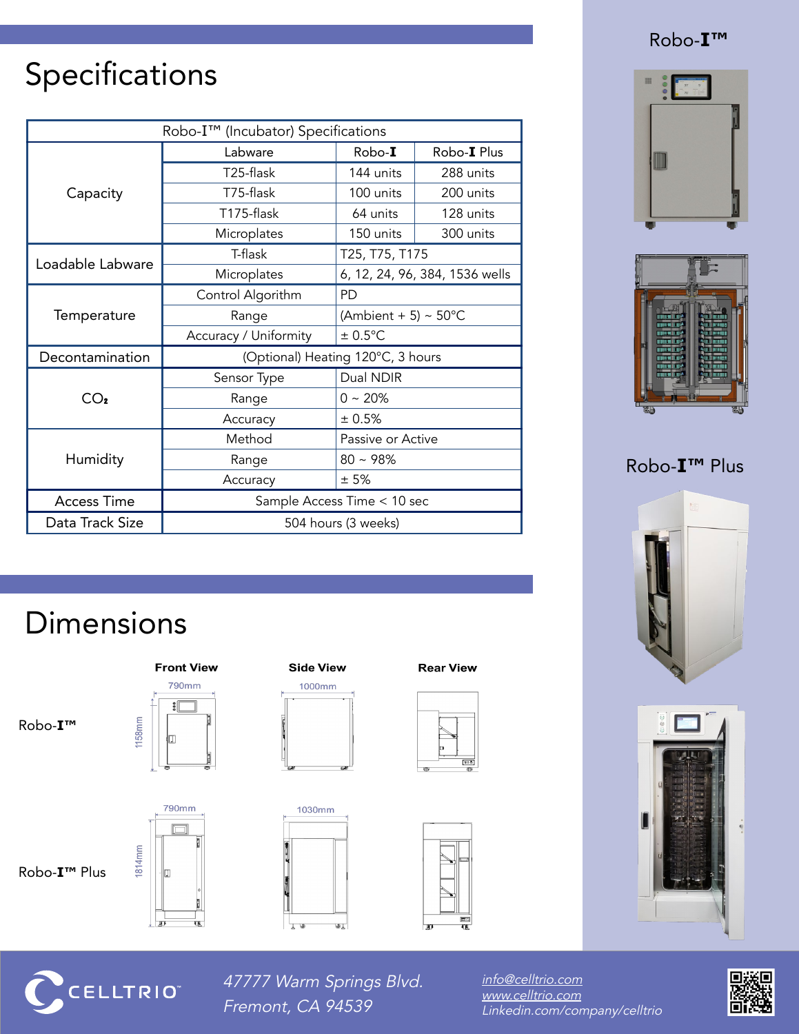# Specifications

| Robo-I™ (Incubator) Specifications | | | |
|---|---|---|---|
| Capacity | Labware | Robo-**I** | Robo-**I** Plus |
| | T25-flask | 144 units | 288 units |
| | T75-flask | 100 units | 200 units |
| | T175-flask | 64 units | 128 units |
| | Microplates | 150 units | 300 units |
| Loadable Labware | T-flask | T25, T75, T175 | |
| | Microplates | 6, 12, 24, 96, 384, 1536 wells | |
| Temperature | Control Algorithm | PD | |
| | Range | (Ambient + 5) ~ 50°C | |
| | Accuracy / Uniformity | ± 0.5°C | |
| Decontamination | (Optional) Heating 120°C, 3 hours | | |
| $CO_2$ | Sensor Type | Dual NDIR | |
| | Range | 0 ~ 20% | |
| | Accuracy | ± 0.5% | |
| Humidity | Method | Passive or Active | |
| | Range | 80 ~ 98% | |
| | Accuracy | ± 5% | |
| Access Time | Sample Access Time < 10 sec | | |
| Data Track Size | 504 hours (3 weeks) | | |

# Dimensions

Front View | Side View | Rear View

Robo-**I**™

790mm
1158mm
1000mm

Robo-**I**™ Plus

790mm
1814mm
1030mm

Robo-**I**™

Robo-**I**™ Plus

CELLTRIO

*47777 Warm Springs Blvd.*
*Fremont, CA 94539*

*info@celltrio.com*
*www.celltrio.com*
*Linkedin.com/company/celltrio*